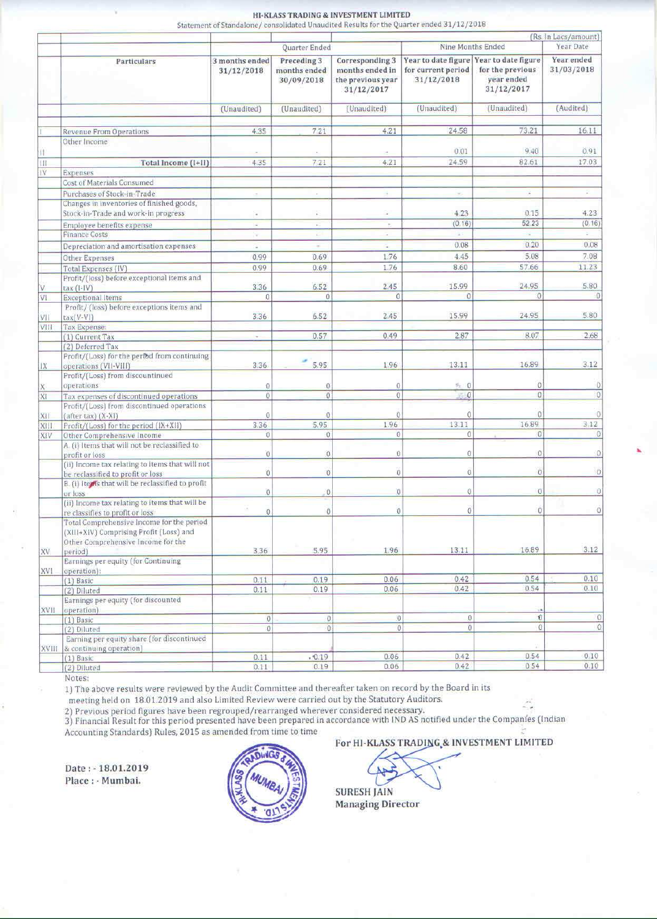# HI-KLASS TRADING & INVESTMENT LIMITED

Statement of Standalone/ consolidated Unaudited Results for the Quarter ended 31/12/2018

(Rs. In Lacs/amount)

| | Particulars | Quarter Ended | | | Nine Months Ended | | Year Date |
|---|---|---|---|---|---|---|---|
| | | 3 months ended 31/12/2018 | Preceding 3 months ended 30/09/2018 | Corresponding 3 months ended in the previous year 31/12/2017 | Year to date figure for current period 31/12/2018 | Year to date figure for the previous year ended 31/12/2017 | Year ended 31/03/2018 |
| | | (Unaudited) | (Unaudited) | (Unaudited) | (Unaudited) | (Unaudited) | (Audited) |
| I | Revenue From Operations | 4.35 | 7.21 | 4.21 | 24.58 | 73.21 | 16.11 |
| II | Other Income | - | - | - | 0.01 | 9.40 | 0.91 |
| III | Total Income (I+II) | 4.35 | 7.21 | 4.21 | 24.59 | 82.61 | 17.03 |
| IV | Expenses | | | | | | |
| | Cost of Materials Consumed | | | | | | |
| | Purchases of Stock-in-Trade | - | - | - | - | - | - |
| | Changes in inventories of finished goods, Stock-in-Trade and work-in progress | - | - | - | 4.23 | 0.15 | 4.23 |
| | Employee benefits expense | - | - | - | (0.16) | 52.23 | (0.16) |
| | Finance Costs | - | - | - | - | - | - |
| | Depreciation and amortisation expenses | - | - | - | 0.08 | 0.20 | 0.08 |
| | Other Expenses | 0.99 | 0.69 | 1.76 | 4.45 | 5.08 | 7.08 |
| | Total Expenses (IV) | 0.99 | 0.69 | 1.76 | 8.60 | 57.66 | 11.23 |
| V | Profit/(loss) before exceptional items and tax (I-IV) | 3.36 | 6.52 | 2.45 | 15.99 | 24.95 | 5.80 |
| VI | Exceptional Items | 0 | 0 | 0 | 0 | 0 | 0 |
| VII | Profit/ (loss) before exceptions items and tax(V-VI) | 3.36 | 6.52 | 2.45 | 15.99 | 24.95 | 5.80 |
| VIII | Tax Expense: | | | | | | |
| | (1) Current Tax | - | 0.57 | 0.49 | 2.87 | 8.07 | 2.68 |
| | (2) Deferred Tax | | | | | | |
| IX | Profit/(Loss) for the period from continuing operations (VII-VIII) | 3.36 | 5.95 | 1.96 | 13.11 | 16.89 | 3.12 |
| X | Profit/(Loss) from discountinued operations | 0 | 0 | 0 | 0 | 0 | 0 |
| XI | Tax expenses of discontinued operations | 0 | 0 | 0 | 0 | 0 | 0 |
| XII | Profit/(Loss) from discontinued operations (after tax) (X-XI) | 0 | 0 | 0 | 0 | 0 | 0 |
| XIII | Profit/(Loss) for the period (IX+XII) | 3.36 | 5.95 | 1.96 | 13.11 | 16.89 | 3.12 |
| XIV | Other Comprehensive Income | 0 | 0 | 0 | 0 | 0 | 0 |
| | A. (i) Items that will not be reclassified to profit or loss | 0 | 0 | 0 | 0 | 0 | 0 |
| | (ii) Income tax relating to items that will not be reclassified to profit or loss | 0 | 0 | 0 | 0 | 0 | 0 |
| | B. (i) Items that will be reclassified to profit or loss | 0 | 0 | 0 | 0 | 0 | 0 |
| | (ii) Income tax relating to items that will be re classifies to profit or loss | 0 | 0 | 0 | 0 | 0 | 0 |
| XV | Total Comprehensive Income for the period (XIII+XIV) Comprising Profit (Loss) and Other Comprehensive Income for the period) | 3.36 | 5.95 | 1.96 | 13.11 | 16.89 | 3.12 |
| XVI | Earnings per equity (for Continuing operation): | | | | | | |
| | (1) Basic | 0.11 | 0.19 | 0.06 | 0.42 | 0.54 | 0.10 |
| | (2) Diluted | 0.11 | 0.19 | 0.06 | 0.42 | 0.54 | 0.10 |
| XVII | Earnings per equity (for discounted operation) | | | | | | |
| | (1) Basic | 0 | 0 | 0 | 0 | 0 | 0 |
| | (2) Diluted | 0 | 0 | 0 | 0 | 0 | 0 |
| XVIII | Earning per equity share (for discontinued & continuing operation) | | | | | | |
| | (1) Basic | 0.11 | 0.19 | 0.06 | 0.42 | 0.54 | 0.10 |
| | (2) Diluted | 0.11 | 0.19 | 0.06 | 0.42 | 0.54 | 0.10 |

Notes:

1) The above results were reviewed by the Audit Committee and thereafter taken on record by the Board in its meeting held on 18.01.2019 and also Limited Review were carried out by the Statutory Auditors.

2) Previous period figures have been regrouped/rearranged wherever considered necessary.

3) Financial Result for this period presented have been prepared in accordance with IND AS notified under the Companies (Indian Accounting Standards) Rules, 2015 as amended from time to time

Date : - 18.01.2019

Place : - Mumbai.

For HI-KLASS TRADING & INVESTMENT LIMITED

SURESH JAIN

Managing Director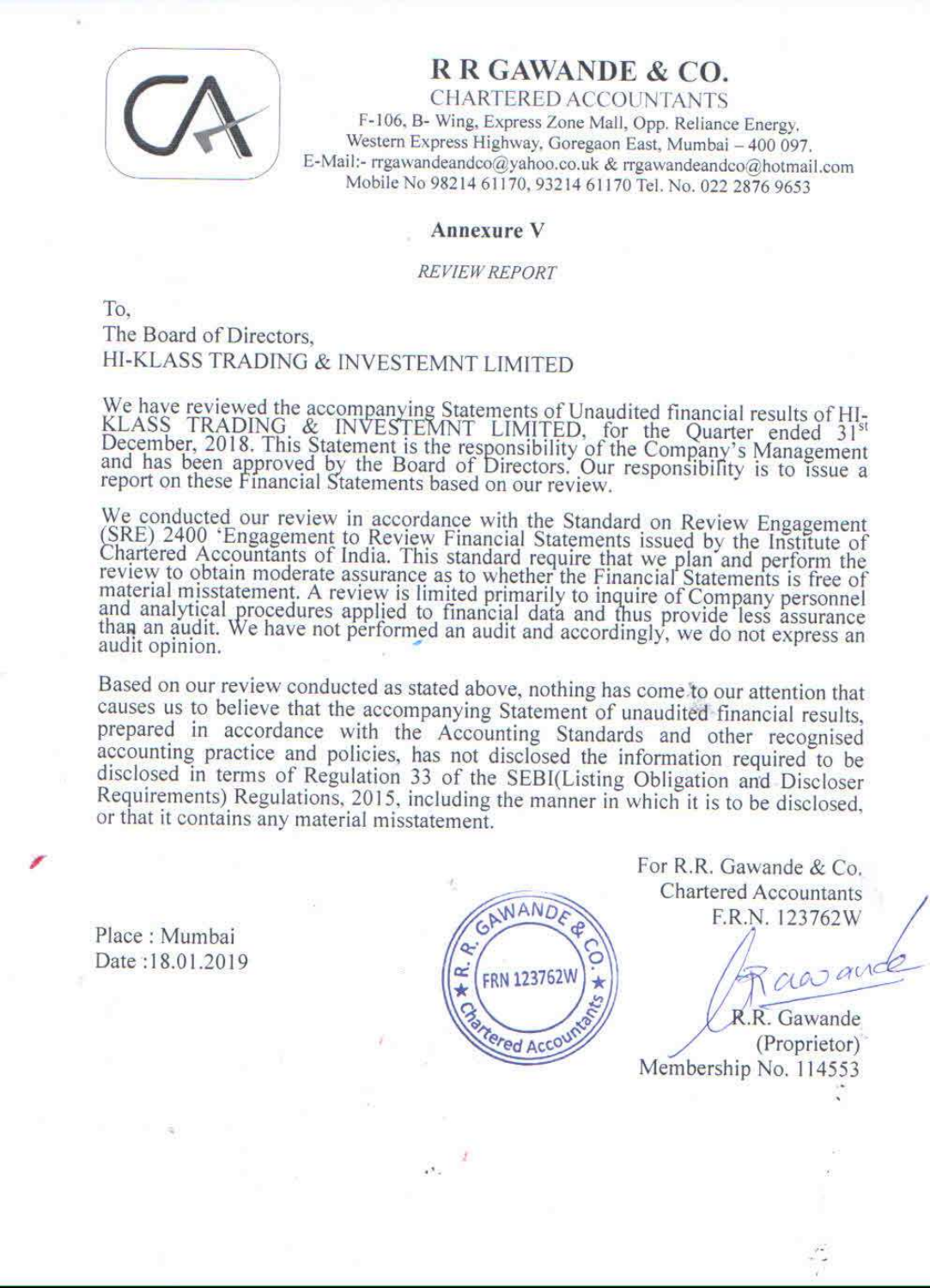# R R GAWANDE & CO.

CHARTERED ACCOUNTANTS

F-106, B- Wing, Express Zone Mall, Opp. Reliance Energy, Western Express Highway, Goregaon East, Mumbai – 400 097.

E-Mail:- rrgawandeandco@yahoo.co.uk & rrgawandeandco@hotmail.com

Mobile No 98214 61170, 93214 61170 Tel. No. 022 2876 9653

## Annexure V

*REVIEW REPORT*

To,

The Board of Directors,

HI-KLASS TRADING & INVESTEMNT LIMITED

We have reviewed the accompanying Statements of Unaudited financial results of HI-KLASS TRADING & INVESTEMNT LIMITED, for the Quarter ended 31st December, 2018. This Statement is the responsibility of the Company's Management and has been approved by the Board of Directors. Our responsibility is to issue a report on these Financial Statements based on our review.

We conducted our review in accordance with the Standard on Review Engagement (SRE) 2400 'Engagement to Review Financial Statements issued by the Institute of Chartered Accountants of India. This standard require that we plan and perform the review to obtain moderate assurance as to whether the Financial Statements is free of material misstatement. A review is limited primarily to inquire of Company personnel and analytical procedures applied to financial data and thus provide less assurance than an audit. We have not performed an audit and accordingly, we do not express an audit opinion.

Based on our review conducted as stated above, nothing has come to our attention that causes us to believe that the accompanying Statement of unaudited financial results, prepared in accordance with the Accounting Standards and other recognised accounting practice and policies, has not disclosed the information required to be disclosed in terms of Regulation 33 of the SEBI(Listing Obligation and Discloser Requirements) Regulations, 2015, including the manner in which it is to be disclosed, or that it contains any material misstatement.

Place : Mumbai

Date :18.01.2019

For R.R. Gawande & Co.

Chartered Accountants

F.R.N. 123762W

R.R. Gawande

(Proprietor)

Membership No. 114553